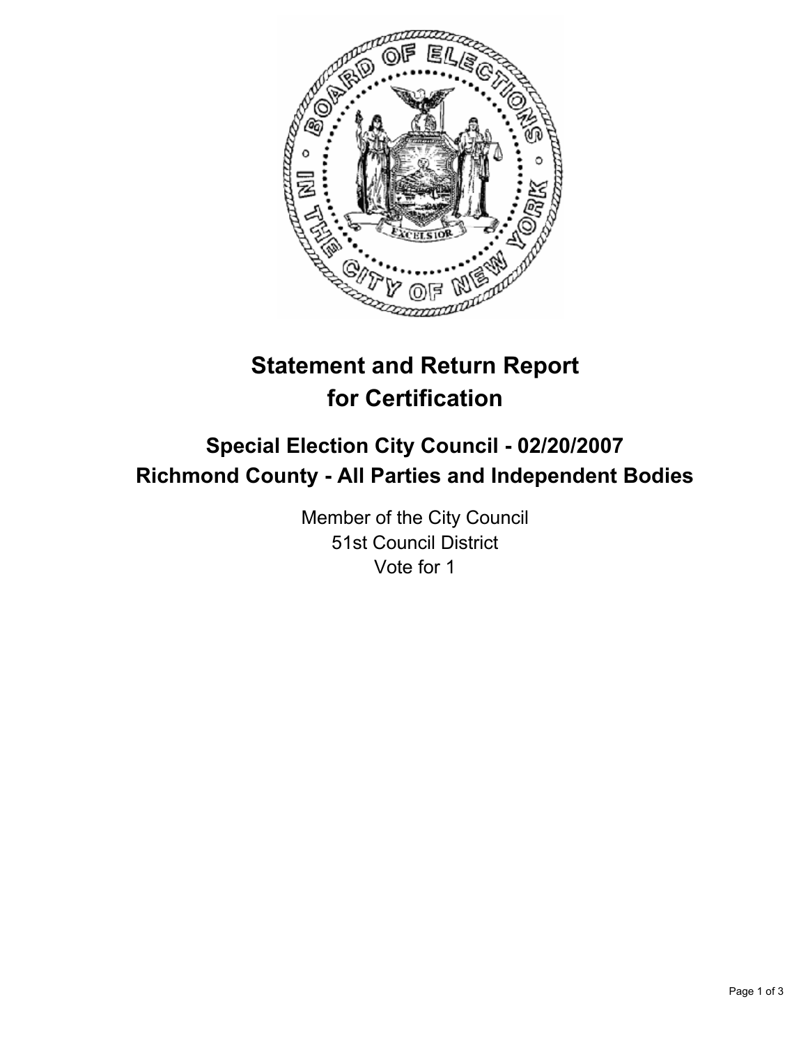# Statement and Return Report for Certification

## Special Election City Council - 02/20/2007
## Richmond County - All Parties and Independent Bodies

Member of the City Council
51st Council District
Vote for 1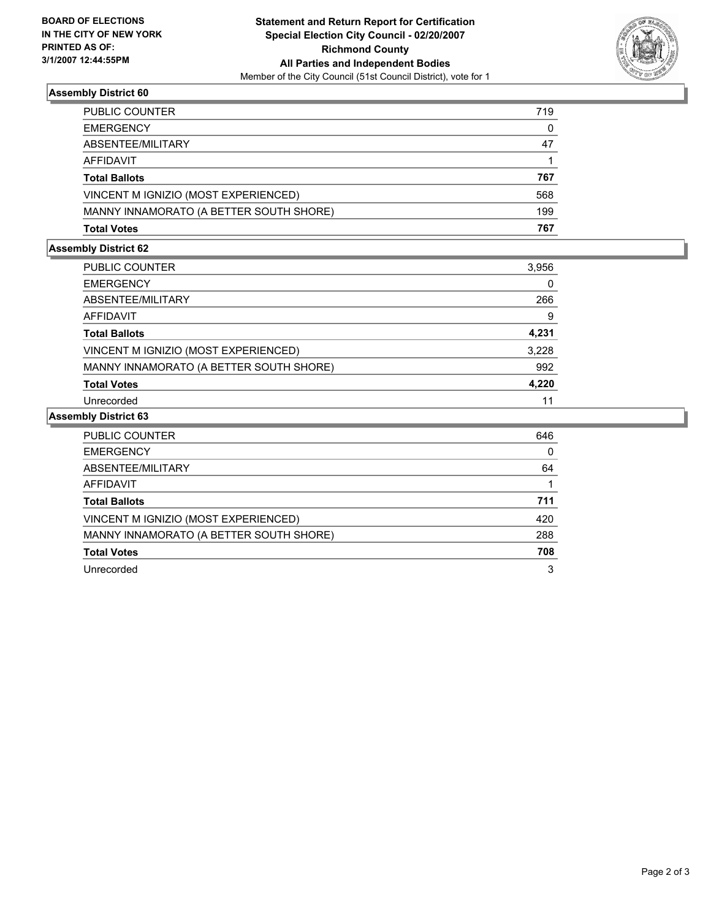**BOARD OF ELECTIONS IN THE CITY OF NEW YORK PRINTED AS OF: 3/1/2007 12:44:55PM**

**Statement and Return Report for Certification**
**Special Election City Council - 02/20/2007**
**Richmond County**
**All Parties and Independent Bodies**
Member of the City Council (51st Council District), vote for 1

### Assembly District 60

| | |
|---|---|
| PUBLIC COUNTER | 719 |
| EMERGENCY | 0 |
| ABSENTEE/MILITARY | 47 |
| AFFIDAVIT | 1 |
| **Total Ballots** | **767** |
| VINCENT M IGNIZIO (MOST EXPERIENCED) | 568 |
| MANNY INNAMORATO (A BETTER SOUTH SHORE) | 199 |
| **Total Votes** | **767** |

### Assembly District 62

| | |
|---|---|
| PUBLIC COUNTER | 3,956 |
| EMERGENCY | 0 |
| ABSENTEE/MILITARY | 266 |
| AFFIDAVIT | 9 |
| **Total Ballots** | **4,231** |
| VINCENT M IGNIZIO (MOST EXPERIENCED) | 3,228 |
| MANNY INNAMORATO (A BETTER SOUTH SHORE) | 992 |
| **Total Votes** | **4,220** |
| Unrecorded | 11 |

### Assembly District 63

| | |
|---|---|
| PUBLIC COUNTER | 646 |
| EMERGENCY | 0 |
| ABSENTEE/MILITARY | 64 |
| AFFIDAVIT | 1 |
| **Total Ballots** | **711** |
| VINCENT M IGNIZIO (MOST EXPERIENCED) | 420 |
| MANNY INNAMORATO (A BETTER SOUTH SHORE) | 288 |
| **Total Votes** | **708** |
| Unrecorded | 3 |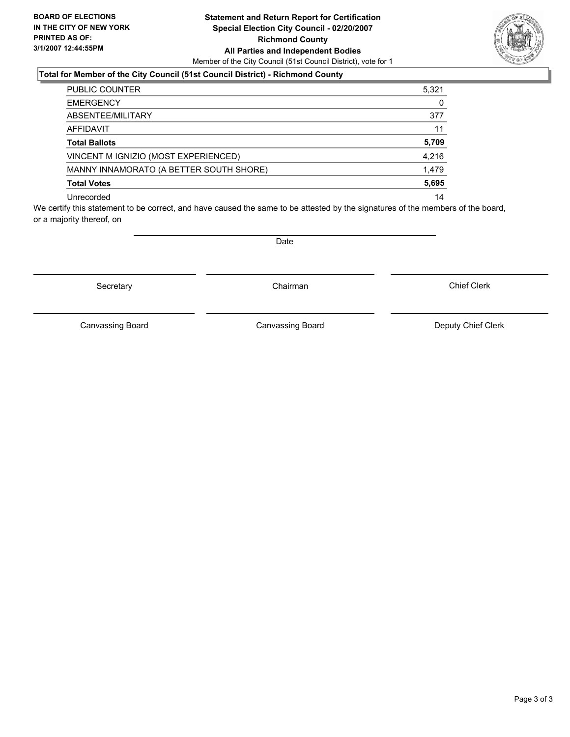**BOARD OF ELECTIONS IN THE CITY OF NEW YORK PRINTED AS OF: 3/1/2007 12:44:55PM**

# Statement and Return Report for Certification
## Special Election City Council - 02/20/2007
## Richmond County
## All Parties and Independent Bodies

Member of the City Council (51st Council District), vote for 1

### Total for Member of the City Council (51st Council District) - Richmond County

| | |
|---|---|
| PUBLIC COUNTER | 5,321 |
| EMERGENCY | 0 |
| ABSENTEE/MILITARY | 377 |
| AFFIDAVIT | 11 |
| **Total Ballots** | **5,709** |
| VINCENT M IGNIZIO (MOST EXPERIENCED) | 4,216 |
| MANNY INNAMORATO (A BETTER SOUTH SHORE) | 1,479 |
| **Total Votes** | **5,695** |
| Unrecorded | 14 |

We certify this statement to be correct, and have caused the same to be attested by the signatures of the members of the board, or a majority thereof, on

Date

Secretary

Chairman

Chief Clerk

Canvassing Board

Canvassing Board

Deputy Chief Clerk